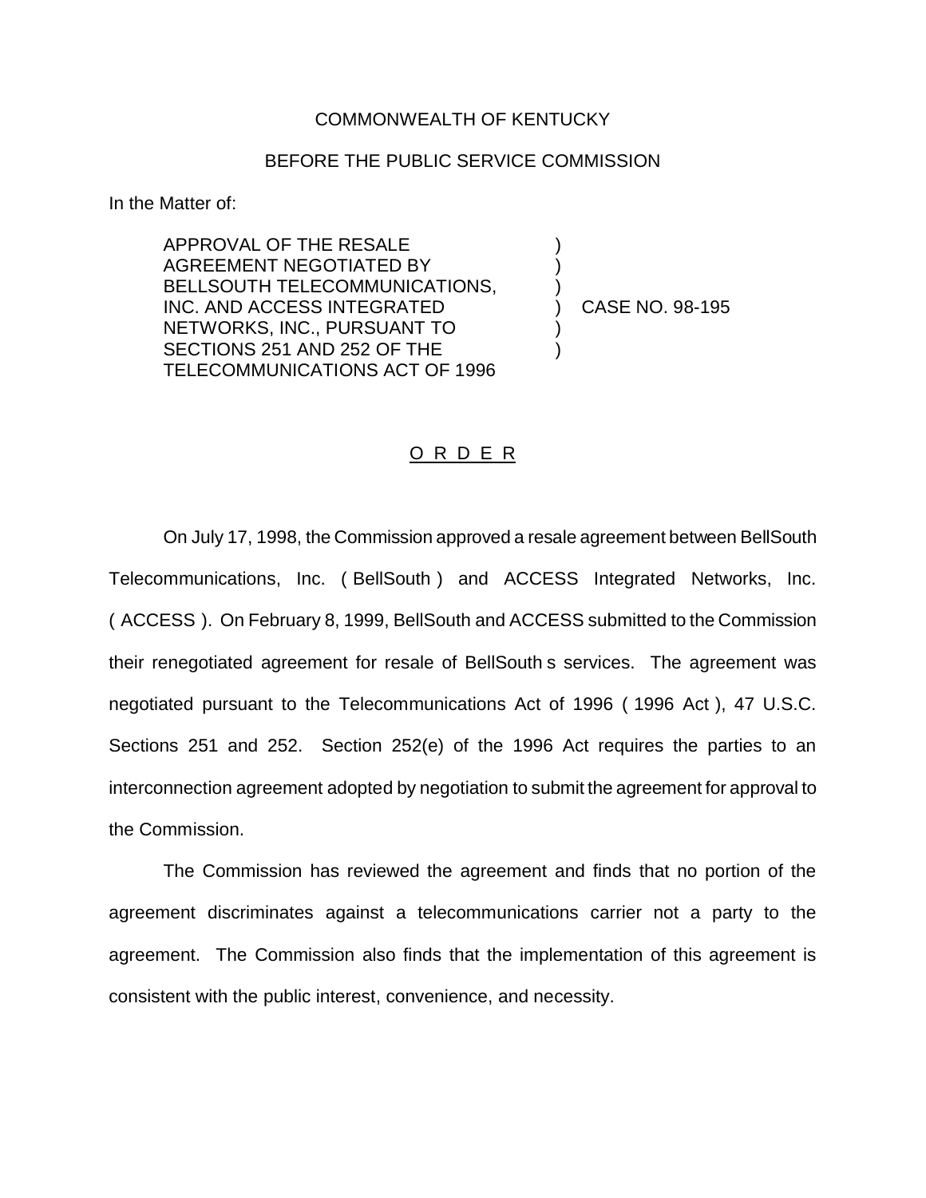COMMONWEALTH OF KENTUCKY

BEFORE THE PUBLIC SERVICE COMMISSION

In the Matter of:

APPROVAL OF THE RESALE AGREEMENT NEGOTIATED BY BELLSOUTH TELECOMMUNICATIONS, INC. AND ACCESS INTEGRATED NETWORKS, INC., PURSUANT TO SECTIONS 251 AND 252 OF THE TELECOMMUNICATIONS ACT OF 1996 ) CASE NO. 98-195

## O R D E R

On July 17, 1998, the Commission approved a resale agreement between BellSouth Telecommunications, Inc. ( BellSouth ) and ACCESS Integrated Networks, Inc. ( ACCESS ). On February 8, 1999, BellSouth and ACCESS submitted to the Commission their renegotiated agreement for resale of BellSouth s services. The agreement was negotiated pursuant to the Telecommunications Act of 1996 ( 1996 Act ), 47 U.S.C. Sections 251 and 252. Section 252(e) of the 1996 Act requires the parties to an interconnection agreement adopted by negotiation to submit the agreement for approval to the Commission.

The Commission has reviewed the agreement and finds that no portion of the agreement discriminates against a telecommunications carrier not a party to the agreement. The Commission also finds that the implementation of this agreement is consistent with the public interest, convenience, and necessity.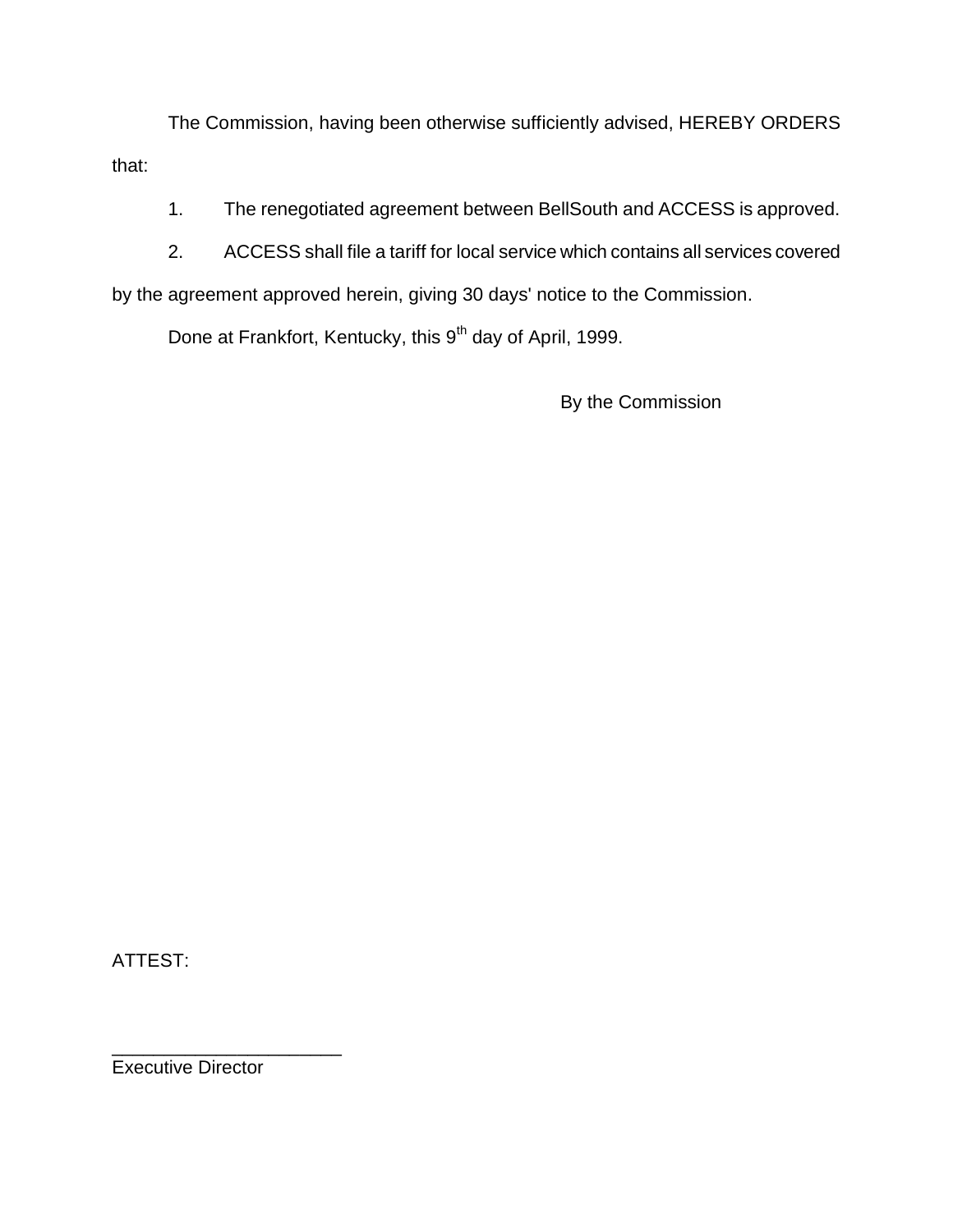The Commission, having been otherwise sufficiently advised, HEREBY ORDERS that:

1. The renegotiated agreement between BellSouth and ACCESS is approved.

2. ACCESS shall file a tariff for local service which contains all services covered by the agreement approved herein, giving 30 days' notice to the Commission.

Done at Frankfort, Kentucky, this 9th day of April, 1999.

By the Commission

ATTEST:

______________________
Executive Director